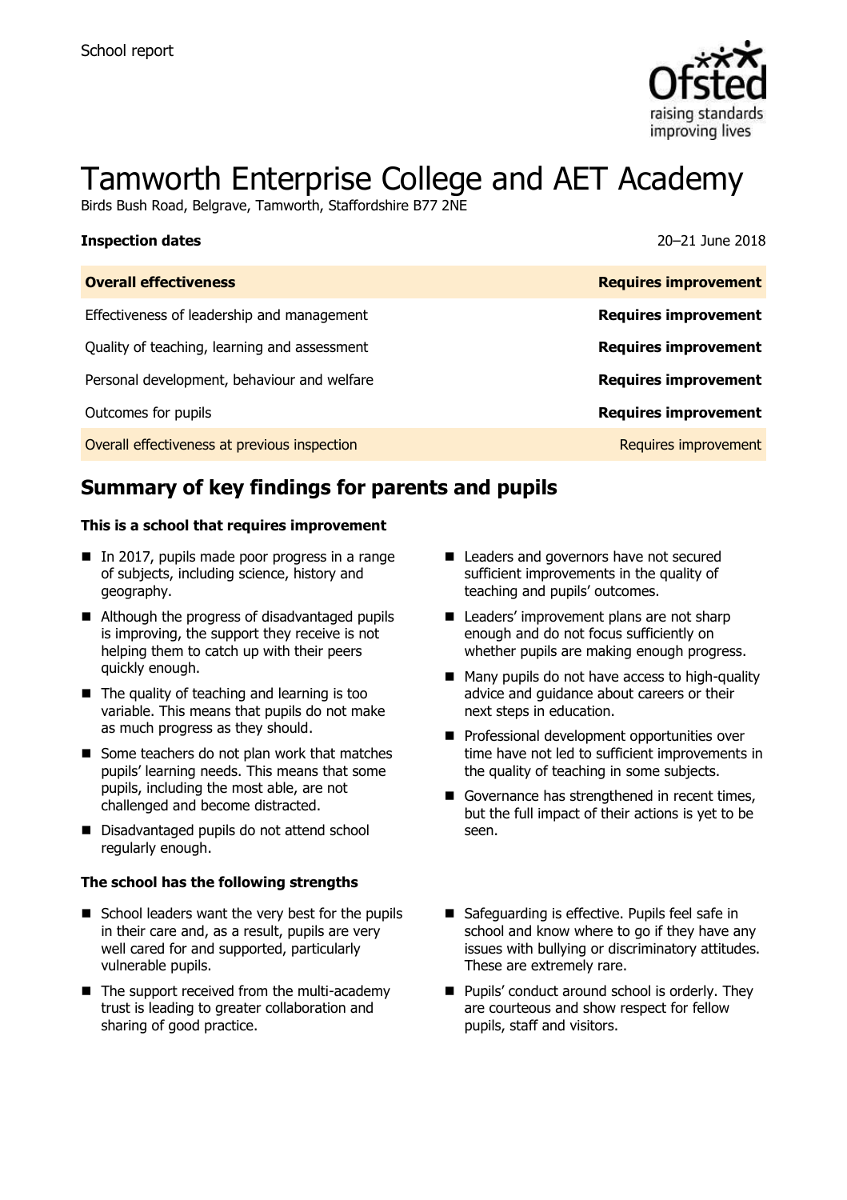School report

# Tamworth Enterprise College and AET Academy

Birds Bush Road, Belgrave, Tamworth, Staffordshire B77 2NE

| **Inspection dates** | 20–21 June 2018 |
| --- | --- |
| **Overall effectiveness** | **Requires improvement** |
| Effectiveness of leadership and management | **Requires improvement** |
| Quality of teaching, learning and assessment | **Requires improvement** |
| Personal development, behaviour and welfare | **Requires improvement** |
| Outcomes for pupils | **Requires improvement** |
| Overall effectiveness at previous inspection | Requires improvement |

## Summary of key findings for parents and pupils

### This is a school that requires improvement

- In 2017, pupils made poor progress in a range of subjects, including science, history and geography.
- Although the progress of disadvantaged pupils is improving, the support they receive is not helping them to catch up with their peers quickly enough.
- The quality of teaching and learning is too variable. This means that pupils do not make as much progress as they should.
- Some teachers do not plan work that matches pupils' learning needs. This means that some pupils, including the most able, are not challenged and become distracted.
- Disadvantaged pupils do not attend school regularly enough.
- Leaders and governors have not secured sufficient improvements in the quality of teaching and pupils' outcomes.
- Leaders' improvement plans are not sharp enough and do not focus sufficiently on whether pupils are making enough progress.
- Many pupils do not have access to high-quality advice and guidance about careers or their next steps in education.
- Professional development opportunities over time have not led to sufficient improvements in the quality of teaching in some subjects.
- Governance has strengthened in recent times, but the full impact of their actions is yet to be seen.

### The school has the following strengths

- School leaders want the very best for the pupils in their care and, as a result, pupils are very well cared for and supported, particularly vulnerable pupils.
- The support received from the multi-academy trust is leading to greater collaboration and sharing of good practice.
- Safeguarding is effective. Pupils feel safe in school and know where to go if they have any issues with bullying or discriminatory attitudes. These are extremely rare.
- Pupils' conduct around school is orderly. They are courteous and show respect for fellow pupils, staff and visitors.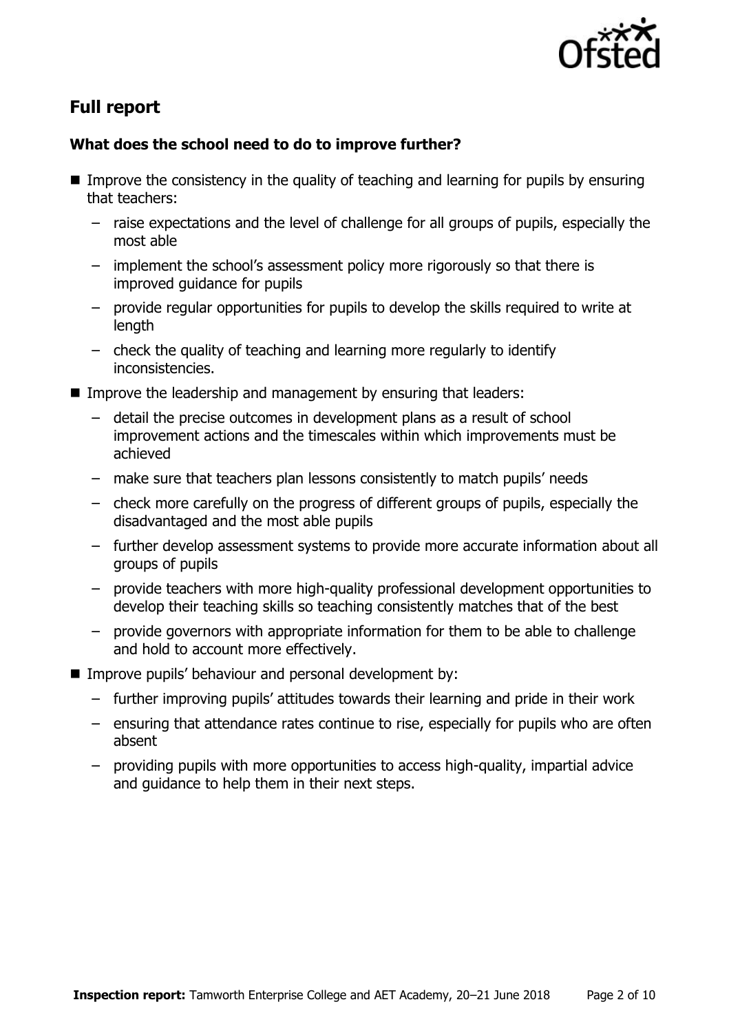## Full report

### What does the school need to do to improve further?

- Improve the consistency in the quality of teaching and learning for pupils by ensuring that teachers:
  - raise expectations and the level of challenge for all groups of pupils, especially the most able
  - implement the school's assessment policy more rigorously so that there is improved guidance for pupils
  - provide regular opportunities for pupils to develop the skills required to write at length
  - check the quality of teaching and learning more regularly to identify inconsistencies.
- Improve the leadership and management by ensuring that leaders:
  - detail the precise outcomes in development plans as a result of school improvement actions and the timescales within which improvements must be achieved
  - make sure that teachers plan lessons consistently to match pupils' needs
  - check more carefully on the progress of different groups of pupils, especially the disadvantaged and the most able pupils
  - further develop assessment systems to provide more accurate information about all groups of pupils
  - provide teachers with more high-quality professional development opportunities to develop their teaching skills so teaching consistently matches that of the best
  - provide governors with appropriate information for them to be able to challenge and hold to account more effectively.
- Improve pupils' behaviour and personal development by:
  - further improving pupils' attitudes towards their learning and pride in their work
  - ensuring that attendance rates continue to rise, especially for pupils who are often absent
  - providing pupils with more opportunities to access high-quality, impartial advice and guidance to help them in their next steps.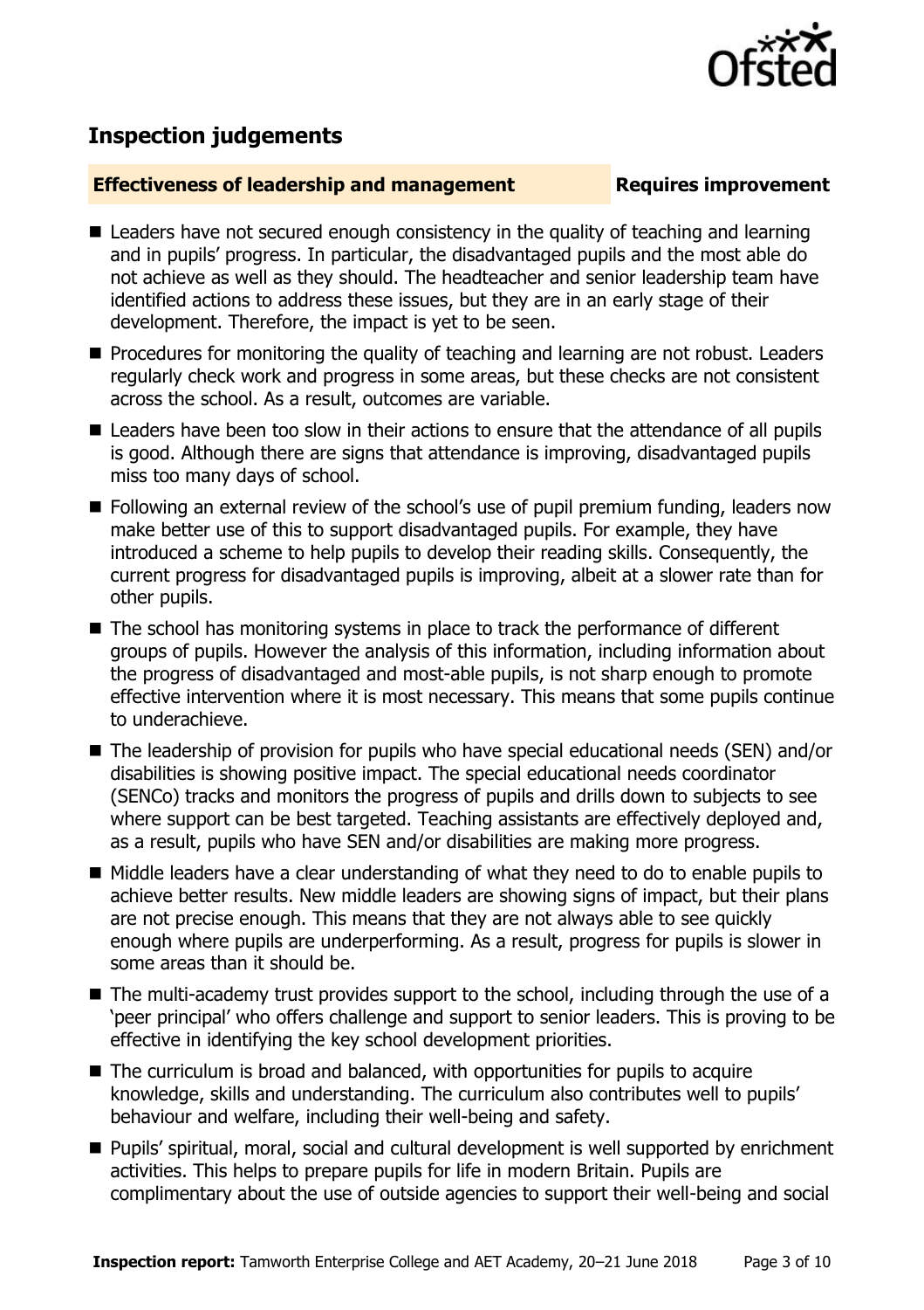## Inspection judgements

**Effectiveness of leadership and management** **Requires improvement**

- Leaders have not secured enough consistency in the quality of teaching and learning and in pupils' progress. In particular, the disadvantaged pupils and the most able do not achieve as well as they should. The headteacher and senior leadership team have identified actions to address these issues, but they are in an early stage of their development. Therefore, the impact is yet to be seen.
- Procedures for monitoring the quality of teaching and learning are not robust. Leaders regularly check work and progress in some areas, but these checks are not consistent across the school. As a result, outcomes are variable.
- Leaders have been too slow in their actions to ensure that the attendance of all pupils is good. Although there are signs that attendance is improving, disadvantaged pupils miss too many days of school.
- Following an external review of the school's use of pupil premium funding, leaders now make better use of this to support disadvantaged pupils. For example, they have introduced a scheme to help pupils to develop their reading skills. Consequently, the current progress for disadvantaged pupils is improving, albeit at a slower rate than for other pupils.
- The school has monitoring systems in place to track the performance of different groups of pupils. However the analysis of this information, including information about the progress of disadvantaged and most-able pupils, is not sharp enough to promote effective intervention where it is most necessary. This means that some pupils continue to underachieve.
- The leadership of provision for pupils who have special educational needs (SEN) and/or disabilities is showing positive impact. The special educational needs coordinator (SENCo) tracks and monitors the progress of pupils and drills down to subjects to see where support can be best targeted. Teaching assistants are effectively deployed and, as a result, pupils who have SEN and/or disabilities are making more progress.
- Middle leaders have a clear understanding of what they need to do to enable pupils to achieve better results. New middle leaders are showing signs of impact, but their plans are not precise enough. This means that they are not always able to see quickly enough where pupils are underperforming. As a result, progress for pupils is slower in some areas than it should be.
- The multi-academy trust provides support to the school, including through the use of a 'peer principal' who offers challenge and support to senior leaders. This is proving to be effective in identifying the key school development priorities.
- The curriculum is broad and balanced, with opportunities for pupils to acquire knowledge, skills and understanding. The curriculum also contributes well to pupils' behaviour and welfare, including their well-being and safety.
- Pupils' spiritual, moral, social and cultural development is well supported by enrichment activities. This helps to prepare pupils for life in modern Britain. Pupils are complimentary about the use of outside agencies to support their well-being and social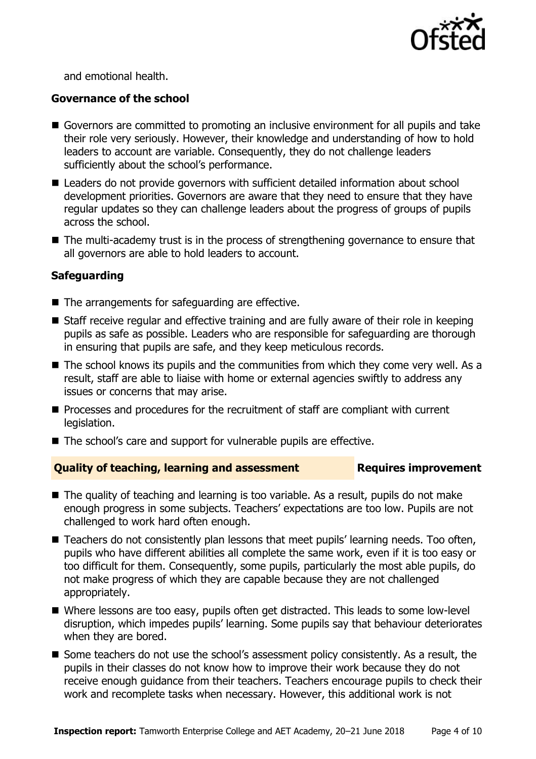and emotional health.

### Governance of the school

- Governors are committed to promoting an inclusive environment for all pupils and take their role very seriously. However, their knowledge and understanding of how to hold leaders to account are variable. Consequently, they do not challenge leaders sufficiently about the school's performance.
- Leaders do not provide governors with sufficient detailed information about school development priorities. Governors are aware that they need to ensure that they have regular updates so they can challenge leaders about the progress of groups of pupils across the school.
- The multi-academy trust is in the process of strengthening governance to ensure that all governors are able to hold leaders to account.

### Safeguarding

- The arrangements for safeguarding are effective.
- Staff receive regular and effective training and are fully aware of their role in keeping pupils as safe as possible. Leaders who are responsible for safeguarding are thorough in ensuring that pupils are safe, and they keep meticulous records.
- The school knows its pupils and the communities from which they come very well. As a result, staff are able to liaise with home or external agencies swiftly to address any issues or concerns that may arise.
- Processes and procedures for the recruitment of staff are compliant with current legislation.
- The school's care and support for vulnerable pupils are effective.

## Quality of teaching, learning and assessment — Requires improvement

- The quality of teaching and learning is too variable. As a result, pupils do not make enough progress in some subjects. Teachers' expectations are too low. Pupils are not challenged to work hard often enough.
- Teachers do not consistently plan lessons that meet pupils' learning needs. Too often, pupils who have different abilities all complete the same work, even if it is too easy or too difficult for them. Consequently, some pupils, particularly the most able pupils, do not make progress of which they are capable because they are not challenged appropriately.
- Where lessons are too easy, pupils often get distracted. This leads to some low-level disruption, which impedes pupils' learning. Some pupils say that behaviour deteriorates when they are bored.
- Some teachers do not use the school's assessment policy consistently. As a result, the pupils in their classes do not know how to improve their work because they do not receive enough guidance from their teachers. Teachers encourage pupils to check their work and recomplete tasks when necessary. However, this additional work is not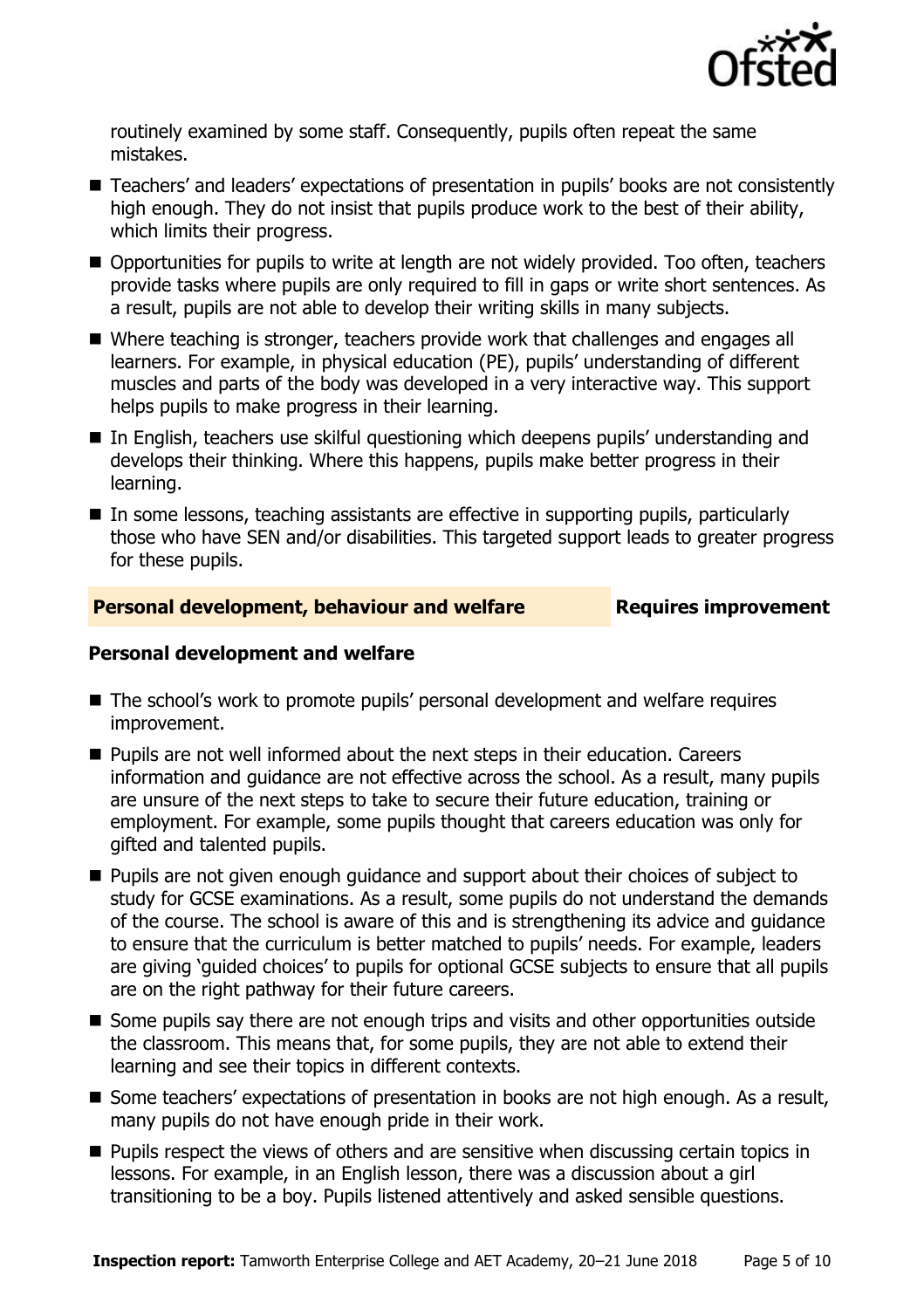routinely examined by some staff. Consequently, pupils often repeat the same mistakes.

- Teachers' and leaders' expectations of presentation in pupils' books are not consistently high enough. They do not insist that pupils produce work to the best of their ability, which limits their progress.
- Opportunities for pupils to write at length are not widely provided. Too often, teachers provide tasks where pupils are only required to fill in gaps or write short sentences. As a result, pupils are not able to develop their writing skills in many subjects.
- Where teaching is stronger, teachers provide work that challenges and engages all learners. For example, in physical education (PE), pupils' understanding of different muscles and parts of the body was developed in a very interactive way. This support helps pupils to make progress in their learning.
- In English, teachers use skilful questioning which deepens pupils' understanding and develops their thinking. Where this happens, pupils make better progress in their learning.
- In some lessons, teaching assistants are effective in supporting pupils, particularly those who have SEN and/or disabilities. This targeted support leads to greater progress for these pupils.

## Personal development, behaviour and welfare — Requires improvement

### Personal development and welfare

- The school's work to promote pupils' personal development and welfare requires improvement.
- Pupils are not well informed about the next steps in their education. Careers information and guidance are not effective across the school. As a result, many pupils are unsure of the next steps to take to secure their future education, training or employment. For example, some pupils thought that careers education was only for gifted and talented pupils.
- Pupils are not given enough guidance and support about their choices of subject to study for GCSE examinations. As a result, some pupils do not understand the demands of the course. The school is aware of this and is strengthening its advice and guidance to ensure that the curriculum is better matched to pupils' needs. For example, leaders are giving 'guided choices' to pupils for optional GCSE subjects to ensure that all pupils are on the right pathway for their future careers.
- Some pupils say there are not enough trips and visits and other opportunities outside the classroom. This means that, for some pupils, they are not able to extend their learning and see their topics in different contexts.
- Some teachers' expectations of presentation in books are not high enough. As a result, many pupils do not have enough pride in their work.
- Pupils respect the views of others and are sensitive when discussing certain topics in lessons. For example, in an English lesson, there was a discussion about a girl transitioning to be a boy. Pupils listened attentively and asked sensible questions.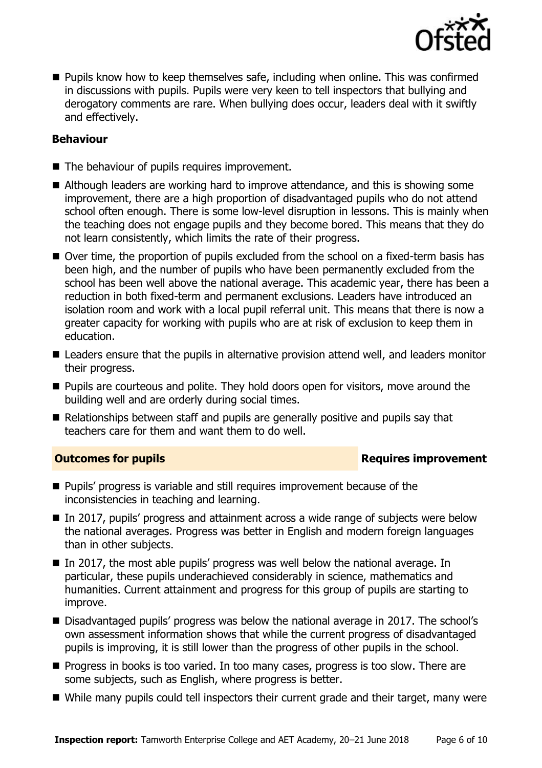- Pupils know how to keep themselves safe, including when online. This was confirmed in discussions with pupils. Pupils were very keen to tell inspectors that bullying and derogatory comments are rare. When bullying does occur, leaders deal with it swiftly and effectively.

### Behaviour

- The behaviour of pupils requires improvement.
- Although leaders are working hard to improve attendance, and this is showing some improvement, there are a high proportion of disadvantaged pupils who do not attend school often enough. There is some low-level disruption in lessons. This is mainly when the teaching does not engage pupils and they become bored. This means that they do not learn consistently, which limits the rate of their progress.
- Over time, the proportion of pupils excluded from the school on a fixed-term basis has been high, and the number of pupils who have been permanently excluded from the school has been well above the national average. This academic year, there has been a reduction in both fixed-term and permanent exclusions. Leaders have introduced an isolation room and work with a local pupil referral unit. This means that there is now a greater capacity for working with pupils who are at risk of exclusion to keep them in education.
- Leaders ensure that the pupils in alternative provision attend well, and leaders monitor their progress.
- Pupils are courteous and polite. They hold doors open for visitors, move around the building well and are orderly during social times.
- Relationships between staff and pupils are generally positive and pupils say that teachers care for them and want them to do well.

## Outcomes for pupils — Requires improvement

- Pupils' progress is variable and still requires improvement because of the inconsistencies in teaching and learning.
- In 2017, pupils' progress and attainment across a wide range of subjects were below the national averages. Progress was better in English and modern foreign languages than in other subjects.
- In 2017, the most able pupils' progress was well below the national average. In particular, these pupils underachieved considerably in science, mathematics and humanities. Current attainment and progress for this group of pupils are starting to improve.
- Disadvantaged pupils' progress was below the national average in 2017. The school's own assessment information shows that while the current progress of disadvantaged pupils is improving, it is still lower than the progress of other pupils in the school.
- Progress in books is too varied. In too many cases, progress is too slow. There are some subjects, such as English, where progress is better.
- While many pupils could tell inspectors their current grade and their target, many were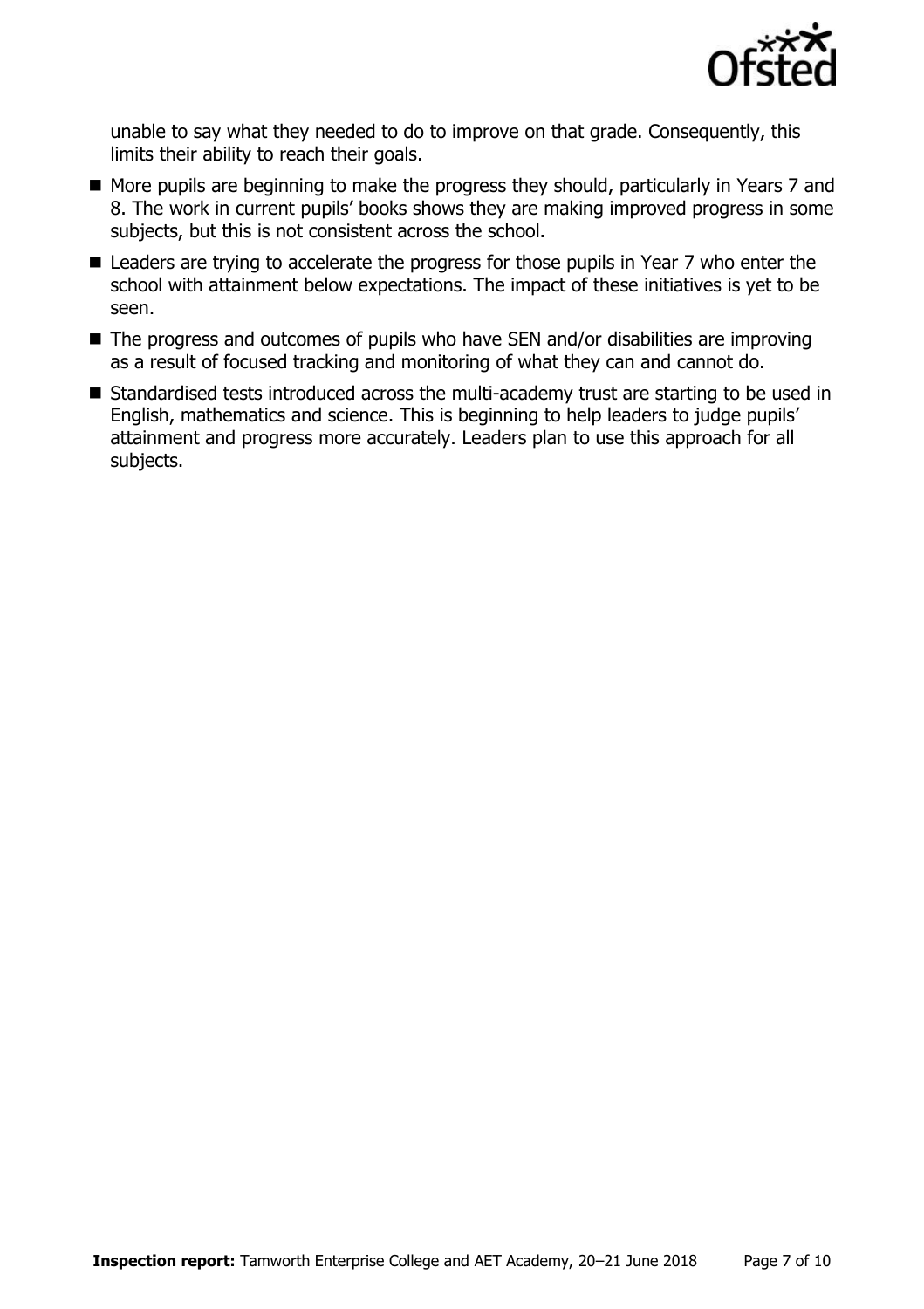unable to say what they needed to do to improve on that grade. Consequently, this limits their ability to reach their goals.

- More pupils are beginning to make the progress they should, particularly in Years 7 and 8. The work in current pupils' books shows they are making improved progress in some subjects, but this is not consistent across the school.
- Leaders are trying to accelerate the progress for those pupils in Year 7 who enter the school with attainment below expectations. The impact of these initiatives is yet to be seen.
- The progress and outcomes of pupils who have SEN and/or disabilities are improving as a result of focused tracking and monitoring of what they can and cannot do.
- Standardised tests introduced across the multi-academy trust are starting to be used in English, mathematics and science. This is beginning to help leaders to judge pupils' attainment and progress more accurately. Leaders plan to use this approach for all subjects.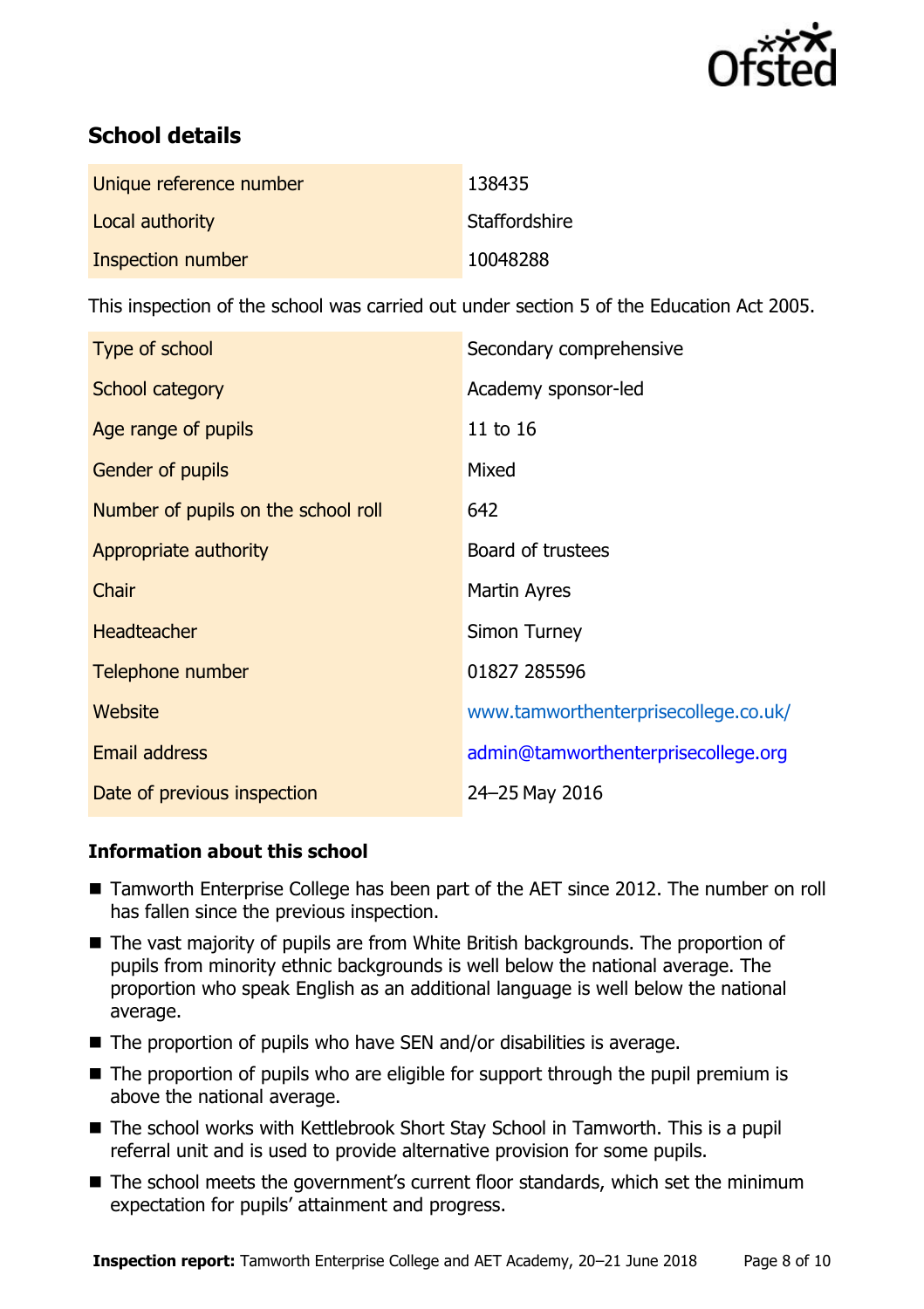## School details

| | |
|---|---|
| Unique reference number | 138435 |
| Local authority | Staffordshire |
| Inspection number | 10048288 |

This inspection of the school was carried out under section 5 of the Education Act 2005.

| | |
|---|---|
| Type of school | Secondary comprehensive |
| School category | Academy sponsor-led |
| Age range of pupils | 11 to 16 |
| Gender of pupils | Mixed |
| Number of pupils on the school roll | 642 |
| Appropriate authority | Board of trustees |
| Chair | Martin Ayres |
| Headteacher | Simon Turney |
| Telephone number | 01827 285596 |
| Website | www.tamworthenterprisecollege.co.uk/ |
| Email address | admin@tamworthenterprisecollege.org |
| Date of previous inspection | 24–25 May 2016 |

### Information about this school

- Tamworth Enterprise College has been part of the AET since 2012. The number on roll has fallen since the previous inspection.
- The vast majority of pupils are from White British backgrounds. The proportion of pupils from minority ethnic backgrounds is well below the national average. The proportion who speak English as an additional language is well below the national average.
- The proportion of pupils who have SEN and/or disabilities is average.
- The proportion of pupils who are eligible for support through the pupil premium is above the national average.
- The school works with Kettlebrook Short Stay School in Tamworth. This is a pupil referral unit and is used to provide alternative provision for some pupils.
- The school meets the government's current floor standards, which set the minimum expectation for pupils' attainment and progress.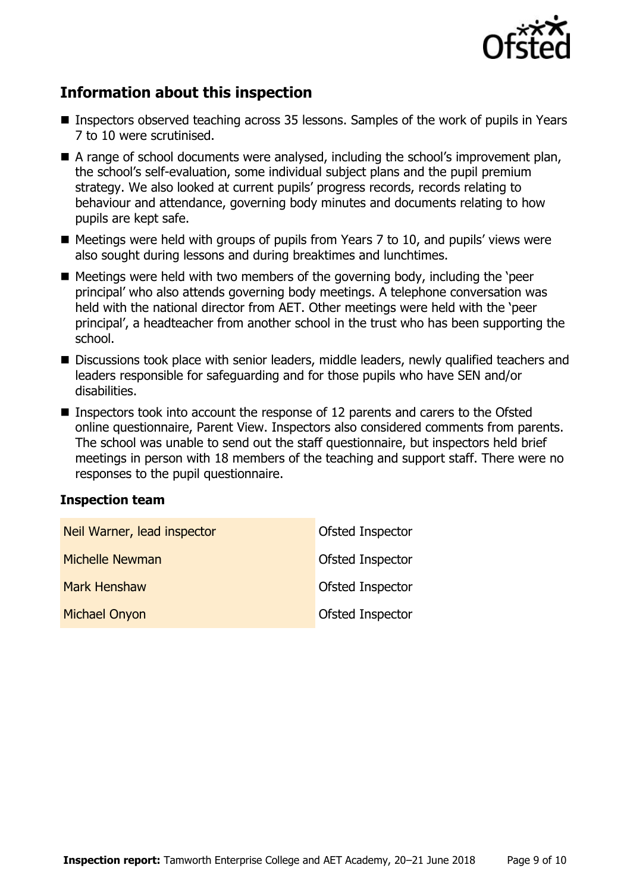## Information about this inspection

- Inspectors observed teaching across 35 lessons. Samples of the work of pupils in Years 7 to 10 were scrutinised.
- A range of school documents were analysed, including the school's improvement plan, the school's self-evaluation, some individual subject plans and the pupil premium strategy. We also looked at current pupils' progress records, records relating to behaviour and attendance, governing body minutes and documents relating to how pupils are kept safe.
- Meetings were held with groups of pupils from Years 7 to 10, and pupils' views were also sought during lessons and during breaktimes and lunchtimes.
- Meetings were held with two members of the governing body, including the 'peer principal' who also attends governing body meetings. A telephone conversation was held with the national director from AET. Other meetings were held with the 'peer principal', a headteacher from another school in the trust who has been supporting the school.
- Discussions took place with senior leaders, middle leaders, newly qualified teachers and leaders responsible for safeguarding and for those pupils who have SEN and/or disabilities.
- Inspectors took into account the response of 12 parents and carers to the Ofsted online questionnaire, Parent View. Inspectors also considered comments from parents. The school was unable to send out the staff questionnaire, but inspectors held brief meetings in person with 18 members of the teaching and support staff. There were no responses to the pupil questionnaire.

### Inspection team

| | |
|---|---|
| Neil Warner, lead inspector | Ofsted Inspector |
| Michelle Newman | Ofsted Inspector |
| Mark Henshaw | Ofsted Inspector |
| Michael Onyon | Ofsted Inspector |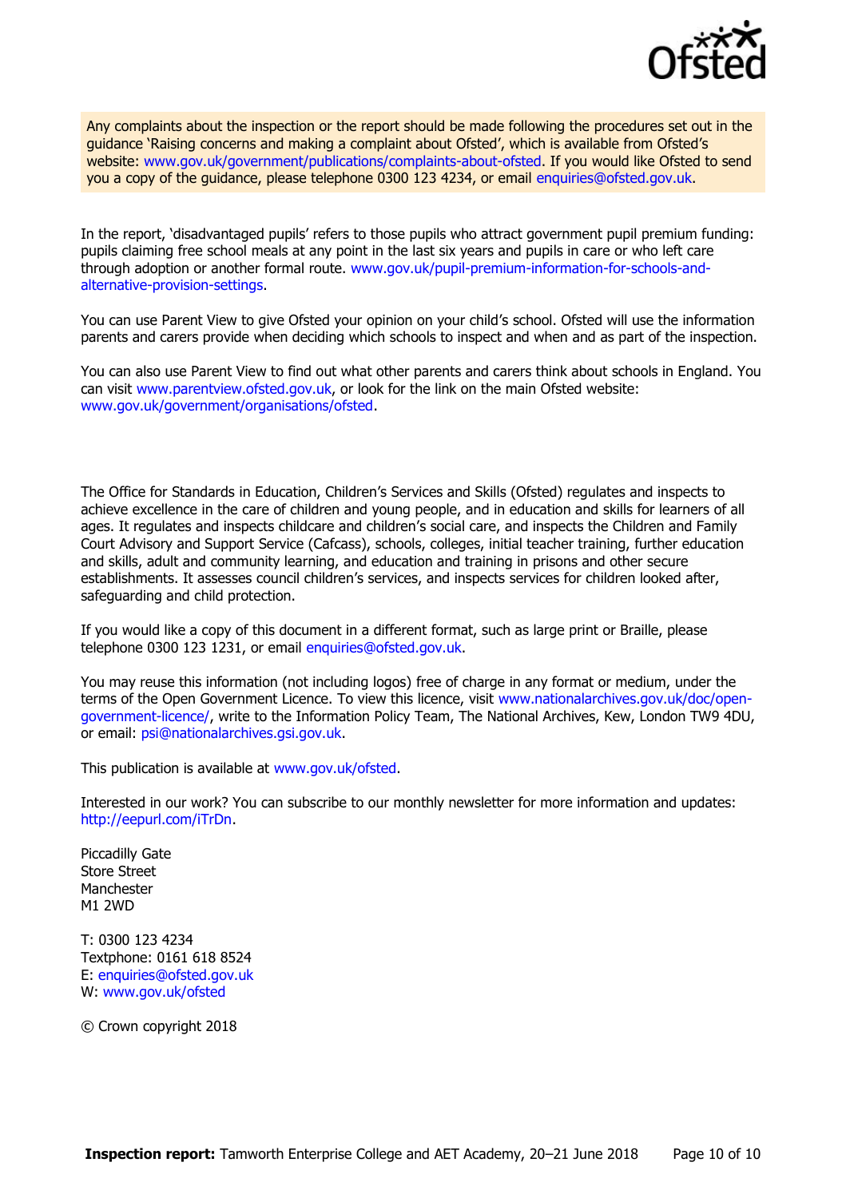Any complaints about the inspection or the report should be made following the procedures set out in the guidance 'Raising concerns and making a complaint about Ofsted', which is available from Ofsted's website: www.gov.uk/government/publications/complaints-about-ofsted. If you would like Ofsted to send you a copy of the guidance, please telephone 0300 123 4234, or email enquiries@ofsted.gov.uk.

In the report, 'disadvantaged pupils' refers to those pupils who attract government pupil premium funding: pupils claiming free school meals at any point in the last six years and pupils in care or who left care through adoption or another formal route. www.gov.uk/pupil-premium-information-for-schools-and-alternative-provision-settings.

You can use Parent View to give Ofsted your opinion on your child's school. Ofsted will use the information parents and carers provide when deciding which schools to inspect and when and as part of the inspection.

You can also use Parent View to find out what other parents and carers think about schools in England. You can visit www.parentview.ofsted.gov.uk, or look for the link on the main Ofsted website: www.gov.uk/government/organisations/ofsted.

The Office for Standards in Education, Children's Services and Skills (Ofsted) regulates and inspects to achieve excellence in the care of children and young people, and in education and skills for learners of all ages. It regulates and inspects childcare and children's social care, and inspects the Children and Family Court Advisory and Support Service (Cafcass), schools, colleges, initial teacher training, further education and skills, adult and community learning, and education and training in prisons and other secure establishments. It assesses council children's services, and inspects services for children looked after, safeguarding and child protection.

If you would like a copy of this document in a different format, such as large print or Braille, please telephone 0300 123 1231, or email enquiries@ofsted.gov.uk.

You may reuse this information (not including logos) free of charge in any format or medium, under the terms of the Open Government Licence. To view this licence, visit www.nationalarchives.gov.uk/doc/open-government-licence/, write to the Information Policy Team, The National Archives, Kew, London TW9 4DU, or email: psi@nationalarchives.gsi.gov.uk.

This publication is available at www.gov.uk/ofsted.

Interested in our work? You can subscribe to our monthly newsletter for more information and updates: http://eepurl.com/iTrDn.

Piccadilly Gate
Store Street
Manchester
M1 2WD

T: 0300 123 4234
Textphone: 0161 618 8524
E: enquiries@ofsted.gov.uk
W: www.gov.uk/ofsted

© Crown copyright 2018